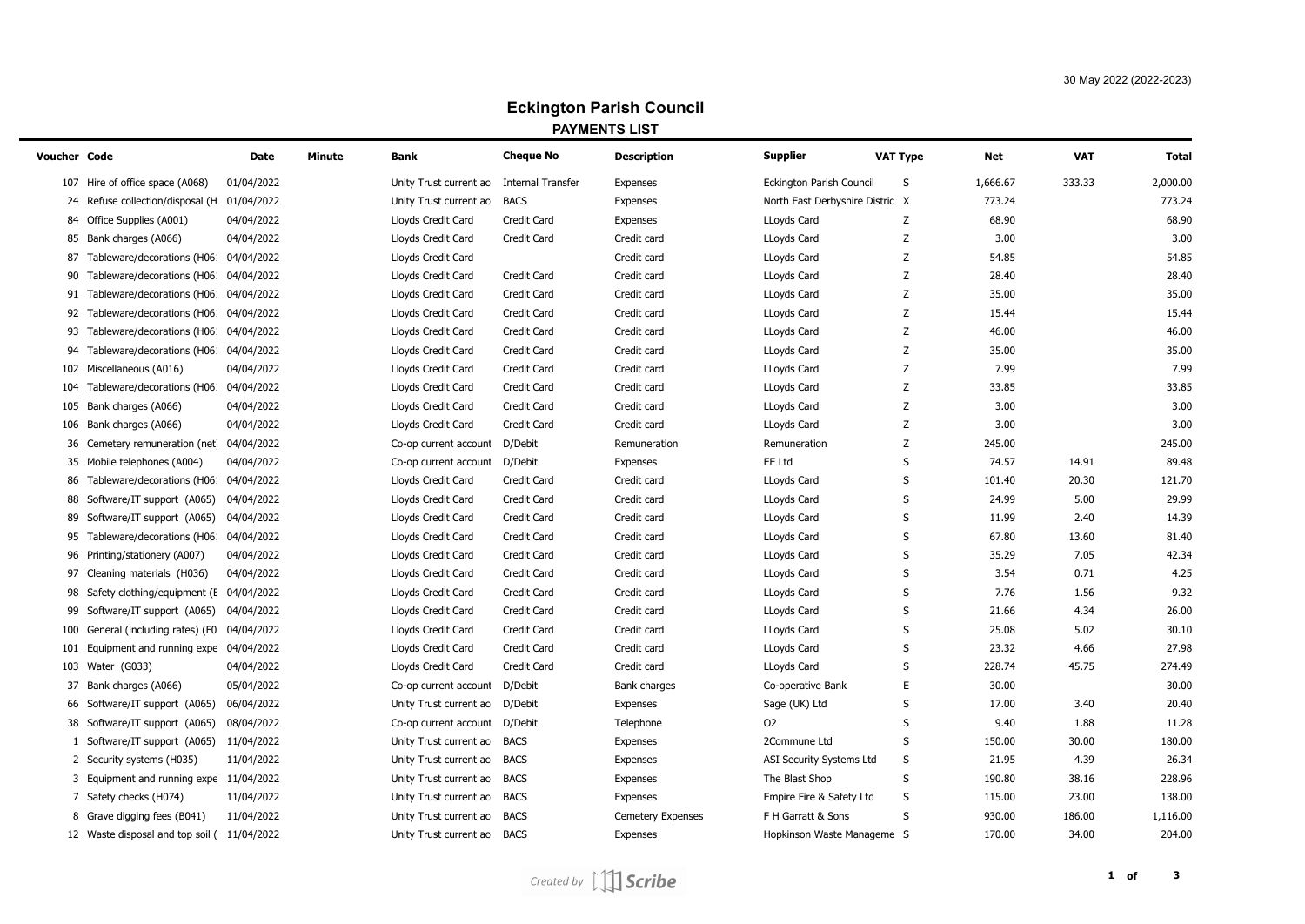# Eckington Parish Council

## PAYMENTS LIST

30 May 2022 (2022-2023)

| Voucher | Code | Date | Minute | Bank | Cheque No | Description | Supplier | VAT Type | Net | VAT | Total |
|---|---|---|---|---|---|---|---|---|---|---|---|
| 107 | Hire of office space (A068) | 01/04/2022 | | Unity Trust current ac | Internal Transfer | Expenses | Eckington Parish Council | S | 1,666.67 | 333.33 | 2,000.00 |
| 24 | Refuse collection/disposal (H | 01/04/2022 | | Unity Trust current ac | BACS | Expenses | North East Derbyshire Distric | X | 773.24 | | 773.24 |
| 84 | Office Supplies (A001) | 04/04/2022 | | Lloyds Credit Card | Credit Card | Expenses | LLoyds Card | Z | 68.90 | | 68.90 |
| 85 | Bank charges (A066) | 04/04/2022 | | Lloyds Credit Card | Credit Card | Credit card | LLoyds Card | Z | 3.00 | | 3.00 |
| 87 | Tableware/decorations (H06: | 04/04/2022 | | Lloyds Credit Card | | Credit card | LLoyds Card | Z | 54.85 | | 54.85 |
| 90 | Tableware/decorations (H06: | 04/04/2022 | | Lloyds Credit Card | Credit Card | Credit card | LLoyds Card | Z | 28.40 | | 28.40 |
| 91 | Tableware/decorations (H06: | 04/04/2022 | | Lloyds Credit Card | Credit Card | Credit card | LLoyds Card | Z | 35.00 | | 35.00 |
| 92 | Tableware/decorations (H06: | 04/04/2022 | | Lloyds Credit Card | Credit Card | Credit card | LLoyds Card | Z | 15.44 | | 15.44 |
| 93 | Tableware/decorations (H06: | 04/04/2022 | | Lloyds Credit Card | Credit Card | Credit card | LLoyds Card | Z | 46.00 | | 46.00 |
| 94 | Tableware/decorations (H06: | 04/04/2022 | | Lloyds Credit Card | Credit Card | Credit card | LLoyds Card | Z | 35.00 | | 35.00 |
| 102 | Miscellaneous (A016) | 04/04/2022 | | Lloyds Credit Card | Credit Card | Credit card | LLoyds Card | Z | 7.99 | | 7.99 |
| 104 | Tableware/decorations (H06: | 04/04/2022 | | Lloyds Credit Card | Credit Card | Credit card | LLoyds Card | Z | 33.85 | | 33.85 |
| 105 | Bank charges (A066) | 04/04/2022 | | Lloyds Credit Card | Credit Card | Credit card | LLoyds Card | Z | 3.00 | | 3.00 |
| 106 | Bank charges (A066) | 04/04/2022 | | Lloyds Credit Card | Credit Card | Credit card | LLoyds Card | Z | 3.00 | | 3.00 |
| 36 | Cemetery remuneration (net) | 04/04/2022 | | Co-op current account | D/Debit | Remuneration | Remuneration | Z | 245.00 | | 245.00 |
| 35 | Mobile telephones (A004) | 04/04/2022 | | Co-op current account | D/Debit | Expenses | EE Ltd | S | 74.57 | 14.91 | 89.48 |
| 86 | Tableware/decorations (H06: | 04/04/2022 | | Lloyds Credit Card | Credit Card | Credit card | LLoyds Card | S | 101.40 | 20.30 | 121.70 |
| 88 | Software/IT support (A065) | 04/04/2022 | | Lloyds Credit Card | Credit Card | Credit card | LLoyds Card | S | 24.99 | 5.00 | 29.99 |
| 89 | Software/IT support (A065) | 04/04/2022 | | Lloyds Credit Card | Credit Card | Credit card | LLoyds Card | S | 11.99 | 2.40 | 14.39 |
| 95 | Tableware/decorations (H06: | 04/04/2022 | | Lloyds Credit Card | Credit Card | Credit card | LLoyds Card | S | 67.80 | 13.60 | 81.40 |
| 96 | Printing/stationery (A007) | 04/04/2022 | | Lloyds Credit Card | Credit Card | Credit card | LLoyds Card | S | 35.29 | 7.05 | 42.34 |
| 97 | Cleaning materials (H036) | 04/04/2022 | | Lloyds Credit Card | Credit Card | Credit card | LLoyds Card | S | 3.54 | 0.71 | 4.25 |
| 98 | Safety clothing/equipment (E | 04/04/2022 | | Lloyds Credit Card | Credit Card | Credit card | LLoyds Card | S | 7.76 | 1.56 | 9.32 |
| 99 | Software/IT support (A065) | 04/04/2022 | | Lloyds Credit Card | Credit Card | Credit card | LLoyds Card | S | 21.66 | 4.34 | 26.00 |
| 100 | General (including rates) (F0 | 04/04/2022 | | Lloyds Credit Card | Credit Card | Credit card | LLoyds Card | S | 25.08 | 5.02 | 30.10 |
| 101 | Equipment and running expe | 04/04/2022 | | Lloyds Credit Card | Credit Card | Credit card | LLoyds Card | S | 23.32 | 4.66 | 27.98 |
| 103 | Water (G033) | 04/04/2022 | | Lloyds Credit Card | Credit Card | Credit card | LLoyds Card | S | 228.74 | 45.75 | 274.49 |
| 37 | Bank charges (A066) | 05/04/2022 | | Co-op current account | D/Debit | Bank charges | Co-operative Bank | E | 30.00 | | 30.00 |
| 66 | Software/IT support (A065) | 06/04/2022 | | Unity Trust current ac | D/Debit | Expenses | Sage (UK) Ltd | S | 17.00 | 3.40 | 20.40 |
| 38 | Software/IT support (A065) | 08/04/2022 | | Co-op current account | D/Debit | Telephone | O2 | S | 9.40 | 1.88 | 11.28 |
| 1 | Software/IT support (A065) | 11/04/2022 | | Unity Trust current ac | BACS | Expenses | 2Commune Ltd | S | 150.00 | 30.00 | 180.00 |
| 2 | Security systems (H035) | 11/04/2022 | | Unity Trust current ac | BACS | Expenses | ASI Security Systems Ltd | S | 21.95 | 4.39 | 26.34 |
| 3 | Equipment and running expe | 11/04/2022 | | Unity Trust current ac | BACS | Expenses | The Blast Shop | S | 190.80 | 38.16 | 228.96 |
| 7 | Safety checks (H074) | 11/04/2022 | | Unity Trust current ac | BACS | Expenses | Empire Fire & Safety Ltd | S | 115.00 | 23.00 | 138.00 |
| 8 | Grave digging fees (B041) | 11/04/2022 | | Unity Trust current ac | BACS | Cemetery Expenses | F H Garratt & Sons | S | 930.00 | 186.00 | 1,116.00 |
| 12 | Waste disposal and top soil ( | 11/04/2022 | | Unity Trust current ac | BACS | Expenses | Hopkinson Waste Manageme | S | 170.00 | 34.00 | 204.00 |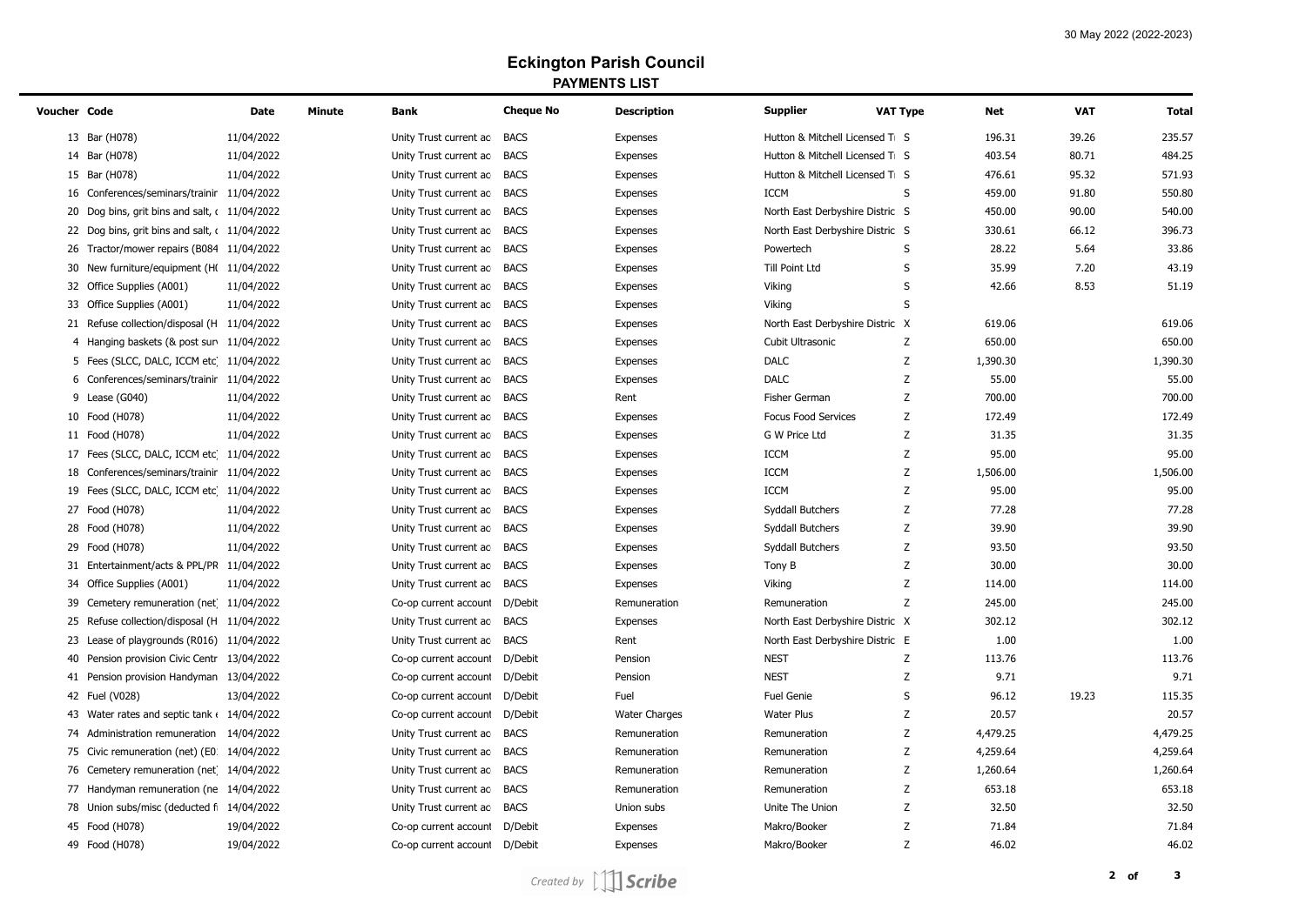# Eckington Parish Council

## PAYMENTS LIST

| Voucher | Code | Date | Minute | Bank | Cheque No | Description | Supplier | VAT Type | Net | VAT | Total |
|---|---|---|---|---|---|---|---|---|---|---|---|
| 13 | Bar (H078) | 11/04/2022 | | Unity Trust current ac | BACS | Expenses | Hutton & Mitchell Licensed T | S | 196.31 | 39.26 | 235.57 |
| 14 | Bar (H078) | 11/04/2022 | | Unity Trust current ac | BACS | Expenses | Hutton & Mitchell Licensed T | S | 403.54 | 80.71 | 484.25 |
| 15 | Bar (H078) | 11/04/2022 | | Unity Trust current ac | BACS | Expenses | Hutton & Mitchell Licensed T | S | 476.61 | 95.32 | 571.93 |
| 16 | Conferences/seminars/trainir | 11/04/2022 | | Unity Trust current ac | BACS | Expenses | ICCM | S | 459.00 | 91.80 | 550.80 |
| 20 | Dog bins, grit bins and salt, ( | 11/04/2022 | | Unity Trust current ac | BACS | Expenses | North East Derbyshire Distric | S | 450.00 | 90.00 | 540.00 |
| 22 | Dog bins, grit bins and salt, ( | 11/04/2022 | | Unity Trust current ac | BACS | Expenses | North East Derbyshire Distric | S | 330.61 | 66.12 | 396.73 |
| 26 | Tractor/mower repairs (B084 | 11/04/2022 | | Unity Trust current ac | BACS | Expenses | Powertech | S | 28.22 | 5.64 | 33.86 |
| 30 | New furniture/equipment (H( | 11/04/2022 | | Unity Trust current ac | BACS | Expenses | Till Point Ltd | S | 35.99 | 7.20 | 43.19 |
| 32 | Office Supplies (A001) | 11/04/2022 | | Unity Trust current ac | BACS | Expenses | Viking | S | 42.66 | 8.53 | 51.19 |
| 33 | Office Supplies (A001) | 11/04/2022 | | Unity Trust current ac | BACS | Expenses | Viking | S | | | |
| 21 | Refuse collection/disposal (H | 11/04/2022 | | Unity Trust current ac | BACS | Expenses | North East Derbyshire Distric | X | 619.06 | | 619.06 |
| 4 | Hanging baskets (& post surv | 11/04/2022 | | Unity Trust current ac | BACS | Expenses | Cubit Ultrasonic | Z | 650.00 | | 650.00 |
| 5 | Fees (SLCC, DALC, ICCM etc) | 11/04/2022 | | Unity Trust current ac | BACS | Expenses | DALC | Z | 1,390.30 | | 1,390.30 |
| 6 | Conferences/seminars/trainir | 11/04/2022 | | Unity Trust current ac | BACS | Expenses | DALC | Z | 55.00 | | 55.00 |
| 9 | Lease (G040) | 11/04/2022 | | Unity Trust current ac | BACS | Rent | Fisher German | Z | 700.00 | | 700.00 |
| 10 | Food (H078) | 11/04/2022 | | Unity Trust current ac | BACS | Expenses | Focus Food Services | Z | 172.49 | | 172.49 |
| 11 | Food (H078) | 11/04/2022 | | Unity Trust current ac | BACS | Expenses | G W Price Ltd | Z | 31.35 | | 31.35 |
| 17 | Fees (SLCC, DALC, ICCM etc) | 11/04/2022 | | Unity Trust current ac | BACS | Expenses | ICCM | Z | 95.00 | | 95.00 |
| 18 | Conferences/seminars/trainir | 11/04/2022 | | Unity Trust current ac | BACS | Expenses | ICCM | Z | 1,506.00 | | 1,506.00 |
| 19 | Fees (SLCC, DALC, ICCM etc) | 11/04/2022 | | Unity Trust current ac | BACS | Expenses | ICCM | Z | 95.00 | | 95.00 |
| 27 | Food (H078) | 11/04/2022 | | Unity Trust current ac | BACS | Expenses | Syddall Butchers | Z | 77.28 | | 77.28 |
| 28 | Food (H078) | 11/04/2022 | | Unity Trust current ac | BACS | Expenses | Syddall Butchers | Z | 39.90 | | 39.90 |
| 29 | Food (H078) | 11/04/2022 | | Unity Trust current ac | BACS | Expenses | Syddall Butchers | Z | 93.50 | | 93.50 |
| 31 | Entertainment/acts & PPL/PR | 11/04/2022 | | Unity Trust current ac | BACS | Expenses | Tony B | Z | 30.00 | | 30.00 |
| 34 | Office Supplies (A001) | 11/04/2022 | | Unity Trust current ac | BACS | Expenses | Viking | Z | 114.00 | | 114.00 |
| 39 | Cemetery remuneration (net) | 11/04/2022 | | Co-op current account | D/Debit | Remuneration | Remuneration | Z | 245.00 | | 245.00 |
| 25 | Refuse collection/disposal (H | 11/04/2022 | | Unity Trust current ac | BACS | Expenses | North East Derbyshire Distric | X | 302.12 | | 302.12 |
| 23 | Lease of playgrounds (R016) | 11/04/2022 | | Unity Trust current ac | BACS | Rent | North East Derbyshire Distric | E | 1.00 | | 1.00 |
| 40 | Pension provision Civic Centr | 13/04/2022 | | Co-op current account | D/Debit | Pension | NEST | Z | 113.76 | | 113.76 |
| 41 | Pension provision Handyman | 13/04/2022 | | Co-op current account | D/Debit | Pension | NEST | Z | 9.71 | | 9.71 |
| 42 | Fuel (V028) | 13/04/2022 | | Co-op current account | D/Debit | Fuel | Fuel Genie | S | 96.12 | 19.23 | 115.35 |
| 43 | Water rates and septic tank ( | 14/04/2022 | | Co-op current account | D/Debit | Water Charges | Water Plus | Z | 20.57 | | 20.57 |
| 74 | Administration remuneration | 14/04/2022 | | Unity Trust current ac | BACS | Remuneration | Remuneration | Z | 4,479.25 | | 4,479.25 |
| 75 | Civic remuneration (net) (E0 | 14/04/2022 | | Unity Trust current ac | BACS | Remuneration | Remuneration | Z | 4,259.64 | | 4,259.64 |
| 76 | Cemetery remuneration (net) | 14/04/2022 | | Unity Trust current ac | BACS | Remuneration | Remuneration | Z | 1,260.64 | | 1,260.64 |
| 77 | Handyman remuneration (ne | 14/04/2022 | | Unity Trust current ac | BACS | Remuneration | Remuneration | Z | 653.18 | | 653.18 |
| 78 | Union subs/misc (deducted fi | 14/04/2022 | | Unity Trust current ac | BACS | Union subs | Unite The Union | Z | 32.50 | | 32.50 |
| 45 | Food (H078) | 19/04/2022 | | Co-op current account | D/Debit | Expenses | Makro/Booker | Z | 71.84 | | 71.84 |
| 49 | Food (H078) | 19/04/2022 | | Co-op current account | D/Debit | Expenses | Makro/Booker | Z | 46.02 | | 46.02 |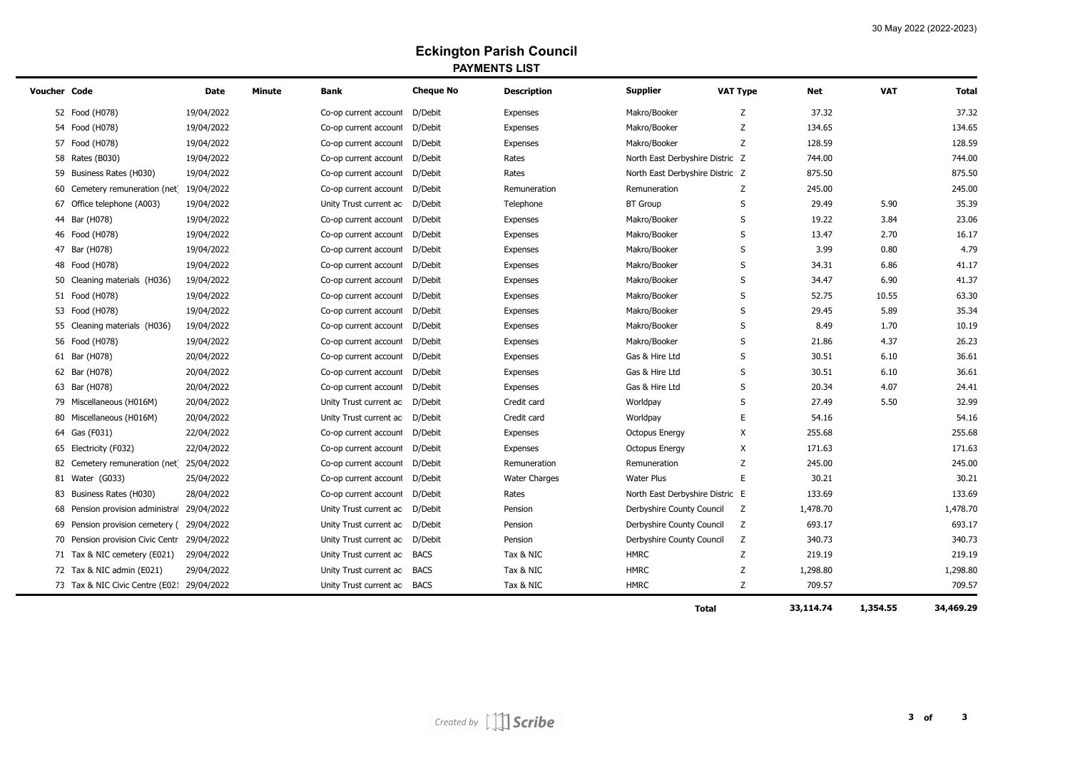# Eckington Parish Council

## PAYMENTS LIST

| Voucher | Code | Date | Minute | Bank | Cheque No | Description | Supplier | VAT Type | Net | VAT | Total |
|---|---|---|---|---|---|---|---|---|---|---|---|
| 52 | Food (H078) | 19/04/2022 | | Co-op current account | D/Debit | Expenses | Makro/Booker | Z | 37.32 | | 37.32 |
| 54 | Food (H078) | 19/04/2022 | | Co-op current account | D/Debit | Expenses | Makro/Booker | Z | 134.65 | | 134.65 |
| 57 | Food (H078) | 19/04/2022 | | Co-op current account | D/Debit | Expenses | Makro/Booker | Z | 128.59 | | 128.59 |
| 58 | Rates (B030) | 19/04/2022 | | Co-op current account | D/Debit | Rates | North East Derbyshire Distric | Z | 744.00 | | 744.00 |
| 59 | Business Rates (H030) | 19/04/2022 | | Co-op current account | D/Debit | Rates | North East Derbyshire Distric | Z | 875.50 | | 875.50 |
| 60 | Cemetery remuneration (net) | 19/04/2022 | | Co-op current account | D/Debit | Remuneration | Remuneration | Z | 245.00 | | 245.00 |
| 67 | Office telephone (A003) | 19/04/2022 | | Unity Trust current ac | D/Debit | Telephone | BT Group | S | 29.49 | 5.90 | 35.39 |
| 44 | Bar (H078) | 19/04/2022 | | Co-op current account | D/Debit | Expenses | Makro/Booker | S | 19.22 | 3.84 | 23.06 |
| 46 | Food (H078) | 19/04/2022 | | Co-op current account | D/Debit | Expenses | Makro/Booker | S | 13.47 | 2.70 | 16.17 |
| 47 | Bar (H078) | 19/04/2022 | | Co-op current account | D/Debit | Expenses | Makro/Booker | S | 3.99 | 0.80 | 4.79 |
| 48 | Food (H078) | 19/04/2022 | | Co-op current account | D/Debit | Expenses | Makro/Booker | S | 34.31 | 6.86 | 41.17 |
| 50 | Cleaning materials (H036) | 19/04/2022 | | Co-op current account | D/Debit | Expenses | Makro/Booker | S | 34.47 | 6.90 | 41.37 |
| 51 | Food (H078) | 19/04/2022 | | Co-op current account | D/Debit | Expenses | Makro/Booker | S | 52.75 | 10.55 | 63.30 |
| 53 | Food (H078) | 19/04/2022 | | Co-op current account | D/Debit | Expenses | Makro/Booker | S | 29.45 | 5.89 | 35.34 |
| 55 | Cleaning materials (H036) | 19/04/2022 | | Co-op current account | D/Debit | Expenses | Makro/Booker | S | 8.49 | 1.70 | 10.19 |
| 56 | Food (H078) | 19/04/2022 | | Co-op current account | D/Debit | Expenses | Makro/Booker | S | 21.86 | 4.37 | 26.23 |
| 61 | Bar (H078) | 20/04/2022 | | Co-op current account | D/Debit | Expenses | Gas & Hire Ltd | S | 30.51 | 6.10 | 36.61 |
| 62 | Bar (H078) | 20/04/2022 | | Co-op current account | D/Debit | Expenses | Gas & Hire Ltd | S | 30.51 | 6.10 | 36.61 |
| 63 | Bar (H078) | 20/04/2022 | | Co-op current account | D/Debit | Expenses | Gas & Hire Ltd | S | 20.34 | 4.07 | 24.41 |
| 79 | Miscellaneous (H016M) | 20/04/2022 | | Unity Trust current ac | D/Debit | Credit card | Worldpay | S | 27.49 | 5.50 | 32.99 |
| 80 | Miscellaneous (H016M) | 20/04/2022 | | Unity Trust current ac | D/Debit | Credit card | Worldpay | E | 54.16 | | 54.16 |
| 64 | Gas (F031) | 22/04/2022 | | Co-op current account | D/Debit | Expenses | Octopus Energy | X | 255.68 | | 255.68 |
| 65 | Electricity (F032) | 22/04/2022 | | Co-op current account | D/Debit | Expenses | Octopus Energy | X | 171.63 | | 171.63 |
| 82 | Cemetery remuneration (net) | 25/04/2022 | | Co-op current account | D/Debit | Remuneration | Remuneration | Z | 245.00 | | 245.00 |
| 81 | Water (G033) | 25/04/2022 | | Co-op current account | D/Debit | Water Charges | Water Plus | E | 30.21 | | 30.21 |
| 83 | Business Rates (H030) | 28/04/2022 | | Co-op current account | D/Debit | Rates | North East Derbyshire Distric | E | 133.69 | | 133.69 |
| 68 | Pension provision administrat | 29/04/2022 | | Unity Trust current ac | D/Debit | Pension | Derbyshire County Council | Z | 1,478.70 | | 1,478.70 |
| 69 | Pension provision cemetery ( | 29/04/2022 | | Unity Trust current ac | D/Debit | Pension | Derbyshire County Council | Z | 693.17 | | 693.17 |
| 70 | Pension provision Civic Centr | 29/04/2022 | | Unity Trust current ac | D/Debit | Pension | Derbyshire County Council | Z | 340.73 | | 340.73 |
| 71 | Tax & NIC cemetery (E021) | 29/04/2022 | | Unity Trust current ac | BACS | Tax & NIC | HMRC | Z | 219.19 | | 219.19 |
| 72 | Tax & NIC admin (E021) | 29/04/2022 | | Unity Trust current ac | BACS | Tax & NIC | HMRC | Z | 1,298.80 | | 1,298.80 |
| 73 | Tax & NIC Civic Centre (E021 | 29/04/2022 | | Unity Trust current ac | BACS | Tax & NIC | HMRC | Z | 709.57 | | 709.57 |
| | | | | | | | | **Total** | **33,114.74** | **1,354.55** | **34,469.29** |

*Created by Scribe*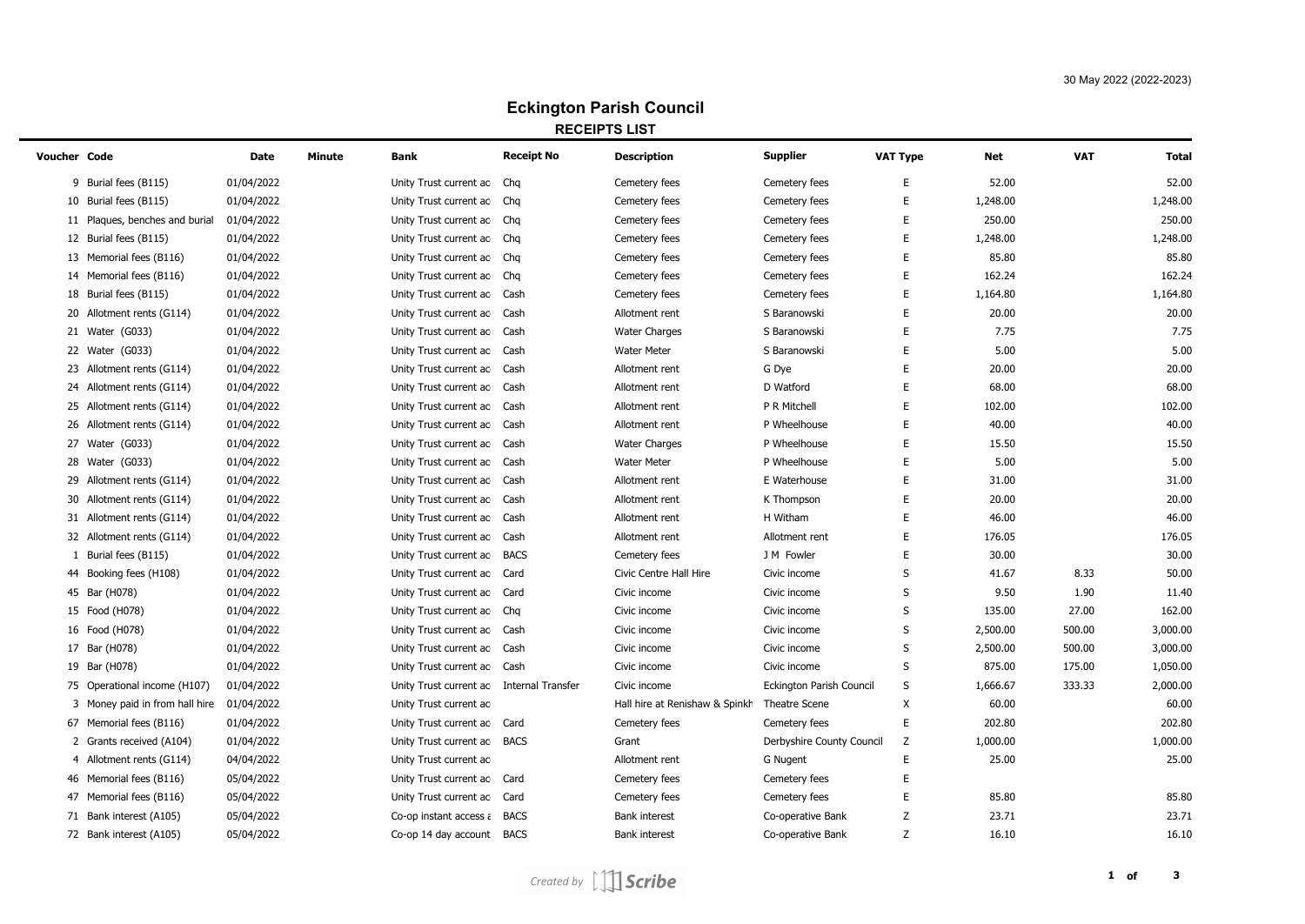# Eckington Parish Council

## RECEIPTS LIST

30 May 2022 (2022-2023)

| Voucher | Code | Date | Minute | Bank | Receipt No | Description | Supplier | VAT Type | Net | VAT | Total |
|---|---|---|---|---|---|---|---|---|---|---|---|
| 9 | Burial fees (B115) | 01/04/2022 | | Unity Trust current ac | Chq | Cemetery fees | Cemetery fees | E | 52.00 | | 52.00 |
| 10 | Burial fees (B115) | 01/04/2022 | | Unity Trust current ac | Chq | Cemetery fees | Cemetery fees | E | 1,248.00 | | 1,248.00 |
| 11 | Plaques, benches and burial | 01/04/2022 | | Unity Trust current ac | Chq | Cemetery fees | Cemetery fees | E | 250.00 | | 250.00 |
| 12 | Burial fees (B115) | 01/04/2022 | | Unity Trust current ac | Chq | Cemetery fees | Cemetery fees | E | 1,248.00 | | 1,248.00 |
| 13 | Memorial fees (B116) | 01/04/2022 | | Unity Trust current ac | Chq | Cemetery fees | Cemetery fees | E | 85.80 | | 85.80 |
| 14 | Memorial fees (B116) | 01/04/2022 | | Unity Trust current ac | Chq | Cemetery fees | Cemetery fees | E | 162.24 | | 162.24 |
| 18 | Burial fees (B115) | 01/04/2022 | | Unity Trust current ac | Cash | Cemetery fees | Cemetery fees | E | 1,164.80 | | 1,164.80 |
| 20 | Allotment rents (G114) | 01/04/2022 | | Unity Trust current ac | Cash | Allotment rent | S Baranowski | E | 20.00 | | 20.00 |
| 21 | Water (G033) | 01/04/2022 | | Unity Trust current ac | Cash | Water Charges | S Baranowski | E | 7.75 | | 7.75 |
| 22 | Water (G033) | 01/04/2022 | | Unity Trust current ac | Cash | Water Meter | S Baranowski | E | 5.00 | | 5.00 |
| 23 | Allotment rents (G114) | 01/04/2022 | | Unity Trust current ac | Cash | Allotment rent | G Dye | E | 20.00 | | 20.00 |
| 24 | Allotment rents (G114) | 01/04/2022 | | Unity Trust current ac | Cash | Allotment rent | D Watford | E | 68.00 | | 68.00 |
| 25 | Allotment rents (G114) | 01/04/2022 | | Unity Trust current ac | Cash | Allotment rent | P R Mitchell | E | 102.00 | | 102.00 |
| 26 | Allotment rents (G114) | 01/04/2022 | | Unity Trust current ac | Cash | Allotment rent | P Wheelhouse | E | 40.00 | | 40.00 |
| 27 | Water (G033) | 01/04/2022 | | Unity Trust current ac | Cash | Water Charges | P Wheelhouse | E | 15.50 | | 15.50 |
| 28 | Water (G033) | 01/04/2022 | | Unity Trust current ac | Cash | Water Meter | P Wheelhouse | E | 5.00 | | 5.00 |
| 29 | Allotment rents (G114) | 01/04/2022 | | Unity Trust current ac | Cash | Allotment rent | E Waterhouse | E | 31.00 | | 31.00 |
| 30 | Allotment rents (G114) | 01/04/2022 | | Unity Trust current ac | Cash | Allotment rent | K Thompson | E | 20.00 | | 20.00 |
| 31 | Allotment rents (G114) | 01/04/2022 | | Unity Trust current ac | Cash | Allotment rent | H Witham | E | 46.00 | | 46.00 |
| 32 | Allotment rents (G114) | 01/04/2022 | | Unity Trust current ac | Cash | Allotment rent | Allotment rent | E | 176.05 | | 176.05 |
| 1 | Burial fees (B115) | 01/04/2022 | | Unity Trust current ac | BACS | Cemetery fees | J M Fowler | E | 30.00 | | 30.00 |
| 44 | Booking fees (H108) | 01/04/2022 | | Unity Trust current ac | Card | Civic Centre Hall Hire | Civic income | S | 41.67 | 8.33 | 50.00 |
| 45 | Bar (H078) | 01/04/2022 | | Unity Trust current ac | Card | Civic income | Civic income | S | 9.50 | 1.90 | 11.40 |
| 15 | Food (H078) | 01/04/2022 | | Unity Trust current ac | Chq | Civic income | Civic income | S | 135.00 | 27.00 | 162.00 |
| 16 | Food (H078) | 01/04/2022 | | Unity Trust current ac | Cash | Civic income | Civic income | S | 2,500.00 | 500.00 | 3,000.00 |
| 17 | Bar (H078) | 01/04/2022 | | Unity Trust current ac | Cash | Civic income | Civic income | S | 2,500.00 | 500.00 | 3,000.00 |
| 19 | Bar (H078) | 01/04/2022 | | Unity Trust current ac | Cash | Civic income | Civic income | S | 875.00 | 175.00 | 1,050.00 |
| 75 | Operational income (H107) | 01/04/2022 | | Unity Trust current ac | Internal Transfer | Civic income | Eckington Parish Council | S | 1,666.67 | 333.33 | 2,000.00 |
| 3 | Money paid in from hall hire | 01/04/2022 | | Unity Trust current ac | | Hall hire at Renishaw & Spinkh | Theatre Scene | X | 60.00 | | 60.00 |
| 67 | Memorial fees (B116) | 01/04/2022 | | Unity Trust current ac | Card | Cemetery fees | Cemetery fees | E | 202.80 | | 202.80 |
| 2 | Grants received (A104) | 01/04/2022 | | Unity Trust current ac | BACS | Grant | Derbyshire County Council | Z | 1,000.00 | | 1,000.00 |
| 4 | Allotment rents (G114) | 04/04/2022 | | Unity Trust current ac | | Allotment rent | G Nugent | E | 25.00 | | 25.00 |
| 46 | Memorial fees (B116) | 05/04/2022 | | Unity Trust current ac | Card | Cemetery fees | Cemetery fees | E | | | |
| 47 | Memorial fees (B116) | 05/04/2022 | | Unity Trust current ac | Card | Cemetery fees | Cemetery fees | E | 85.80 | | 85.80 |
| 71 | Bank interest (A105) | 05/04/2022 | | Co-op instant access a | BACS | Bank interest | Co-operative Bank | Z | 23.71 | | 23.71 |
| 72 | Bank interest (A105) | 05/04/2022 | | Co-op 14 day account | BACS | Bank interest | Co-operative Bank | Z | 16.10 | | 16.10 |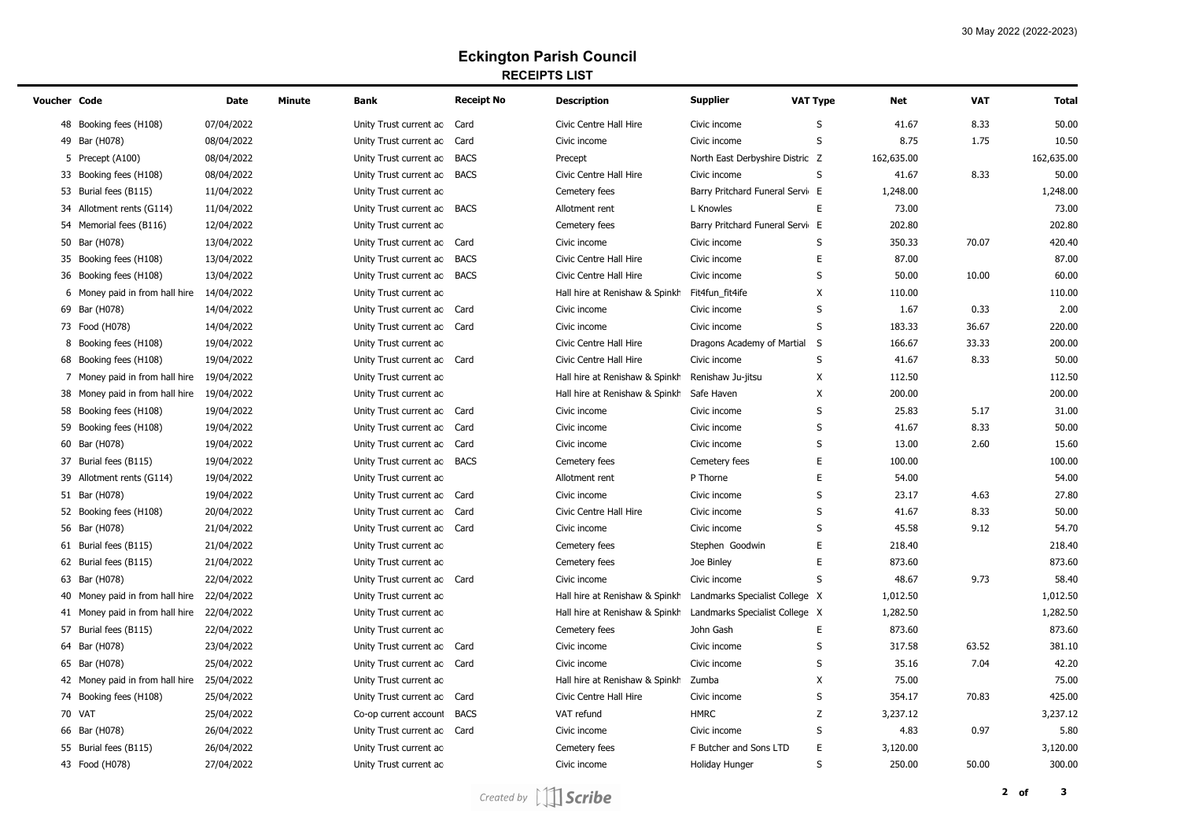# Eckington Parish Council

## RECEIPTS LIST

| Voucher | Code | Date | Minute | Bank | Receipt No | Description | Supplier | VAT Type | Net | VAT | Total |
|---|---|---|---|---|---|---|---|---|---|---|---|
| 48 | Booking fees (H108) | 07/04/2022 | | Unity Trust current ac | Card | Civic Centre Hall Hire | Civic income | S | 41.67 | 8.33 | 50.00 |
| 49 | Bar (H078) | 08/04/2022 | | Unity Trust current ac | Card | Civic income | Civic income | S | 8.75 | 1.75 | 10.50 |
| 5 | Precept (A100) | 08/04/2022 | | Unity Trust current ac | BACS | Precept | North East Derbyshire Distric | Z | 162,635.00 | | 162,635.00 |
| 33 | Booking fees (H108) | 08/04/2022 | | Unity Trust current ac | BACS | Civic Centre Hall Hire | Civic income | S | 41.67 | 8.33 | 50.00 |
| 53 | Burial fees (B115) | 11/04/2022 | | Unity Trust current ac | | Cemetery fees | Barry Pritchard Funeral Servi | E | 1,248.00 | | 1,248.00 |
| 34 | Allotment rents (G114) | 11/04/2022 | | Unity Trust current ac | BACS | Allotment rent | L Knowles | E | 73.00 | | 73.00 |
| 54 | Memorial fees (B116) | 12/04/2022 | | Unity Trust current ac | | Cemetery fees | Barry Pritchard Funeral Servi | E | 202.80 | | 202.80 |
| 50 | Bar (H078) | 13/04/2022 | | Unity Trust current ac | Card | Civic income | Civic income | S | 350.33 | 70.07 | 420.40 |
| 35 | Booking fees (H108) | 13/04/2022 | | Unity Trust current ac | BACS | Civic Centre Hall Hire | Civic income | E | 87.00 | | 87.00 |
| 36 | Booking fees (H108) | 13/04/2022 | | Unity Trust current ac | BACS | Civic Centre Hall Hire | Civic income | S | 50.00 | 10.00 | 60.00 |
| 6 | Money paid in from hall hire | 14/04/2022 | | Unity Trust current ac | | Hall hire at Renishaw & Spinkh | Fit4fun_fit4ife | X | 110.00 | | 110.00 |
| 69 | Bar (H078) | 14/04/2022 | | Unity Trust current ac | Card | Civic income | Civic income | S | 1.67 | 0.33 | 2.00 |
| 73 | Food (H078) | 14/04/2022 | | Unity Trust current ac | Card | Civic income | Civic income | S | 183.33 | 36.67 | 220.00 |
| 8 | Booking fees (H108) | 19/04/2022 | | Unity Trust current ac | | Civic Centre Hall Hire | Dragons Academy of Martial | S | 166.67 | 33.33 | 200.00 |
| 68 | Booking fees (H108) | 19/04/2022 | | Unity Trust current ac | Card | Civic Centre Hall Hire | Civic income | S | 41.67 | 8.33 | 50.00 |
| 7 | Money paid in from hall hire | 19/04/2022 | | Unity Trust current ac | | Hall hire at Renishaw & Spinkh | Renishaw Ju-jitsu | X | 112.50 | | 112.50 |
| 38 | Money paid in from hall hire | 19/04/2022 | | Unity Trust current ac | | Hall hire at Renishaw & Spinkh | Safe Haven | X | 200.00 | | 200.00 |
| 58 | Booking fees (H108) | 19/04/2022 | | Unity Trust current ac | Card | Civic income | Civic income | S | 25.83 | 5.17 | 31.00 |
| 59 | Booking fees (H108) | 19/04/2022 | | Unity Trust current ac | Card | Civic income | Civic income | S | 41.67 | 8.33 | 50.00 |
| 60 | Bar (H078) | 19/04/2022 | | Unity Trust current ac | Card | Civic income | Civic income | S | 13.00 | 2.60 | 15.60 |
| 37 | Burial fees (B115) | 19/04/2022 | | Unity Trust current ac | BACS | Cemetery fees | Cemetery fees | E | 100.00 | | 100.00 |
| 39 | Allotment rents (G114) | 19/04/2022 | | Unity Trust current ac | | Allotment rent | P Thorne | E | 54.00 | | 54.00 |
| 51 | Bar (H078) | 19/04/2022 | | Unity Trust current ac | Card | Civic income | Civic income | S | 23.17 | 4.63 | 27.80 |
| 52 | Booking fees (H108) | 20/04/2022 | | Unity Trust current ac | Card | Civic Centre Hall Hire | Civic income | S | 41.67 | 8.33 | 50.00 |
| 56 | Bar (H078) | 21/04/2022 | | Unity Trust current ac | Card | Civic income | Civic income | S | 45.58 | 9.12 | 54.70 |
| 61 | Burial fees (B115) | 21/04/2022 | | Unity Trust current ac | | Cemetery fees | Stephen Goodwin | E | 218.40 | | 218.40 |
| 62 | Burial fees (B115) | 21/04/2022 | | Unity Trust current ac | | Cemetery fees | Joe Binley | E | 873.60 | | 873.60 |
| 63 | Bar (H078) | 22/04/2022 | | Unity Trust current ac | Card | Civic income | Civic income | S | 48.67 | 9.73 | 58.40 |
| 40 | Money paid in from hall hire | 22/04/2022 | | Unity Trust current ac | | Hall hire at Renishaw & Spinkh | Landmarks Specialist College | X | 1,012.50 | | 1,012.50 |
| 41 | Money paid in from hall hire | 22/04/2022 | | Unity Trust current ac | | Hall hire at Renishaw & Spinkh | Landmarks Specialist College | X | 1,282.50 | | 1,282.50 |
| 57 | Burial fees (B115) | 22/04/2022 | | Unity Trust current ac | | Cemetery fees | John Gash | E | 873.60 | | 873.60 |
| 64 | Bar (H078) | 23/04/2022 | | Unity Trust current ac | Card | Civic income | Civic income | S | 317.58 | 63.52 | 381.10 |
| 65 | Bar (H078) | 25/04/2022 | | Unity Trust current ac | Card | Civic income | Civic income | S | 35.16 | 7.04 | 42.20 |
| 42 | Money paid in from hall hire | 25/04/2022 | | Unity Trust current ac | | Hall hire at Renishaw & Spinkh | Zumba | X | 75.00 | | 75.00 |
| 74 | Booking fees (H108) | 25/04/2022 | | Unity Trust current ac | Card | Civic Centre Hall Hire | Civic income | S | 354.17 | 70.83 | 425.00 |
| 70 | VAT | 25/04/2022 | | Co-op current account | BACS | VAT refund | HMRC | Z | 3,237.12 | | 3,237.12 |
| 66 | Bar (H078) | 26/04/2022 | | Unity Trust current ac | Card | Civic income | Civic income | S | 4.83 | 0.97 | 5.80 |
| 55 | Burial fees (B115) | 26/04/2022 | | Unity Trust current ac | | Cemetery fees | F Butcher and Sons LTD | E | 3,120.00 | | 3,120.00 |
| 43 | Food (H078) | 27/04/2022 | | Unity Trust current ac | | Civic income | Holiday Hunger | S | 250.00 | 50.00 | 300.00 |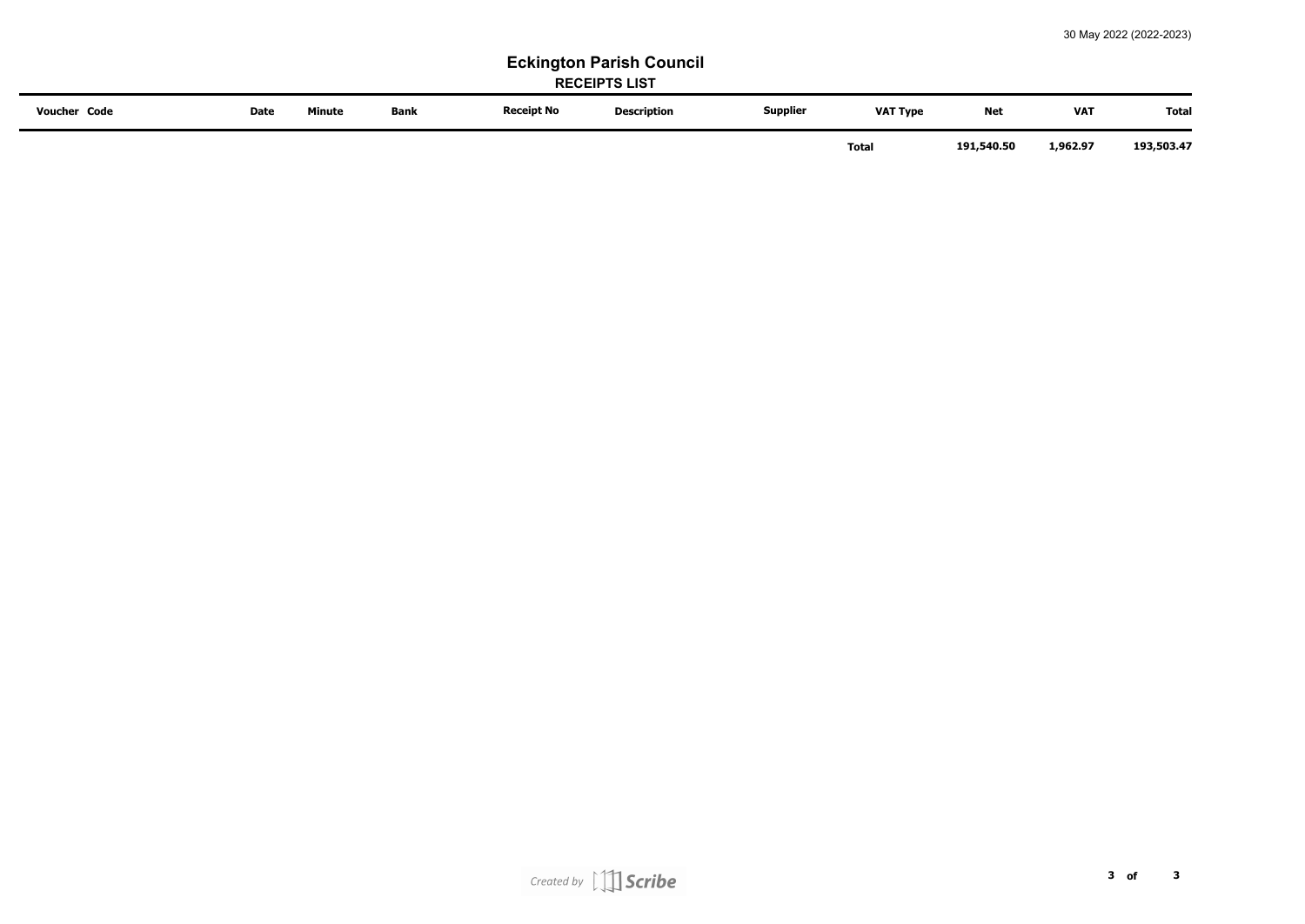30 May 2022 (2022-2023)

# Eckington Parish Council

## RECEIPTS LIST

| Voucher | Code | Date | Minute | Bank | Receipt No | Description | Supplier | VAT Type | Net | VAT | Total |
|---|---|---|---|---|---|---|---|---|---|---|---|
| | | | | | | | | **Total** | **191,540.50** | **1,962.97** | **193,503.47** |

*Created by Scribe*